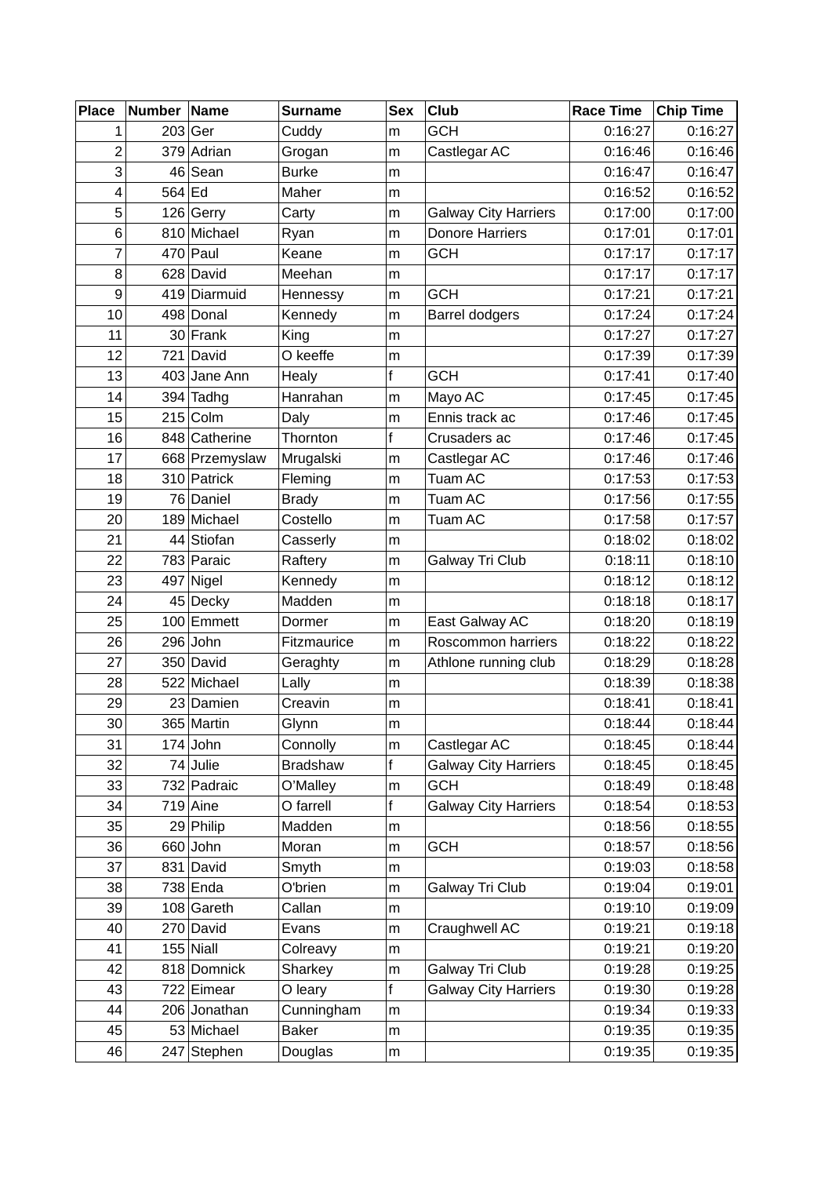| Place | Number | Name | Surname | Sex | Club | Race Time | Chip Time |
|---|---|---|---|---|---|---|---|
| 1 | 203 | Ger | Cuddy | m | GCH | 0:16:27 | 0:16:27 |
| 2 | 379 | Adrian | Grogan | m | Castlegar AC | 0:16:46 | 0:16:46 |
| 3 | 46 | Sean | Burke | m | | 0:16:47 | 0:16:47 |
| 4 | 564 | Ed | Maher | m | | 0:16:52 | 0:16:52 |
| 5 | 126 | Gerry | Carty | m | Galway City Harriers | 0:17:00 | 0:17:00 |
| 6 | 810 | Michael | Ryan | m | Donore Harriers | 0:17:01 | 0:17:01 |
| 7 | 470 | Paul | Keane | m | GCH | 0:17:17 | 0:17:17 |
| 8 | 628 | David | Meehan | m | | 0:17:17 | 0:17:17 |
| 9 | 419 | Diarmuid | Hennessy | m | GCH | 0:17:21 | 0:17:21 |
| 10 | 498 | Donal | Kennedy | m | Barrel dodgers | 0:17:24 | 0:17:24 |
| 11 | 30 | Frank | King | m | | 0:17:27 | 0:17:27 |
| 12 | 721 | David | O keeffe | m | | 0:17:39 | 0:17:39 |
| 13 | 403 | Jane Ann | Healy | f | GCH | 0:17:41 | 0:17:40 |
| 14 | 394 | Tadhg | Hanrahan | m | Mayo AC | 0:17:45 | 0:17:45 |
| 15 | 215 | Colm | Daly | m | Ennis track ac | 0:17:46 | 0:17:45 |
| 16 | 848 | Catherine | Thornton | f | Crusaders ac | 0:17:46 | 0:17:45 |
| 17 | 668 | Przemyslaw | Mrugalski | m | Castlegar AC | 0:17:46 | 0:17:46 |
| 18 | 310 | Patrick | Fleming | m | Tuam AC | 0:17:53 | 0:17:53 |
| 19 | 76 | Daniel | Brady | m | Tuam AC | 0:17:56 | 0:17:55 |
| 20 | 189 | Michael | Costello | m | Tuam AC | 0:17:58 | 0:17:57 |
| 21 | 44 | Stiofan | Casserly | m | | 0:18:02 | 0:18:02 |
| 22 | 783 | Paraic | Raftery | m | Galway Tri Club | 0:18:11 | 0:18:10 |
| 23 | 497 | Nigel | Kennedy | m | | 0:18:12 | 0:18:12 |
| 24 | 45 | Decky | Madden | m | | 0:18:18 | 0:18:17 |
| 25 | 100 | Emmett | Dormer | m | East Galway AC | 0:18:20 | 0:18:19 |
| 26 | 296 | John | Fitzmaurice | m | Roscommon harriers | 0:18:22 | 0:18:22 |
| 27 | 350 | David | Geraghty | m | Athlone running club | 0:18:29 | 0:18:28 |
| 28 | 522 | Michael | Lally | m | | 0:18:39 | 0:18:38 |
| 29 | 23 | Damien | Creavin | m | | 0:18:41 | 0:18:41 |
| 30 | 365 | Martin | Glynn | m | | 0:18:44 | 0:18:44 |
| 31 | 174 | John | Connolly | m | Castlegar AC | 0:18:45 | 0:18:44 |
| 32 | 74 | Julie | Bradshaw | f | Galway City Harriers | 0:18:45 | 0:18:45 |
| 33 | 732 | Padraic | O'Malley | m | GCH | 0:18:49 | 0:18:48 |
| 34 | 719 | Aine | O farrell | f | Galway City Harriers | 0:18:54 | 0:18:53 |
| 35 | 29 | Philip | Madden | m | | 0:18:56 | 0:18:55 |
| 36 | 660 | John | Moran | m | GCH | 0:18:57 | 0:18:56 |
| 37 | 831 | David | Smyth | m | | 0:19:03 | 0:18:58 |
| 38 | 738 | Enda | O'brien | m | Galway Tri Club | 0:19:04 | 0:19:01 |
| 39 | 108 | Gareth | Callan | m | | 0:19:10 | 0:19:09 |
| 40 | 270 | David | Evans | m | Craughwell AC | 0:19:21 | 0:19:18 |
| 41 | 155 | Niall | Colreavy | m | | 0:19:21 | 0:19:20 |
| 42 | 818 | Domnick | Sharkey | m | Galway Tri Club | 0:19:28 | 0:19:25 |
| 43 | 722 | Eimear | O leary | f | Galway City Harriers | 0:19:30 | 0:19:28 |
| 44 | 206 | Jonathan | Cunningham | m | | 0:19:34 | 0:19:33 |
| 45 | 53 | Michael | Baker | m | | 0:19:35 | 0:19:35 |
| 46 | 247 | Stephen | Douglas | m | | 0:19:35 | 0:19:35 |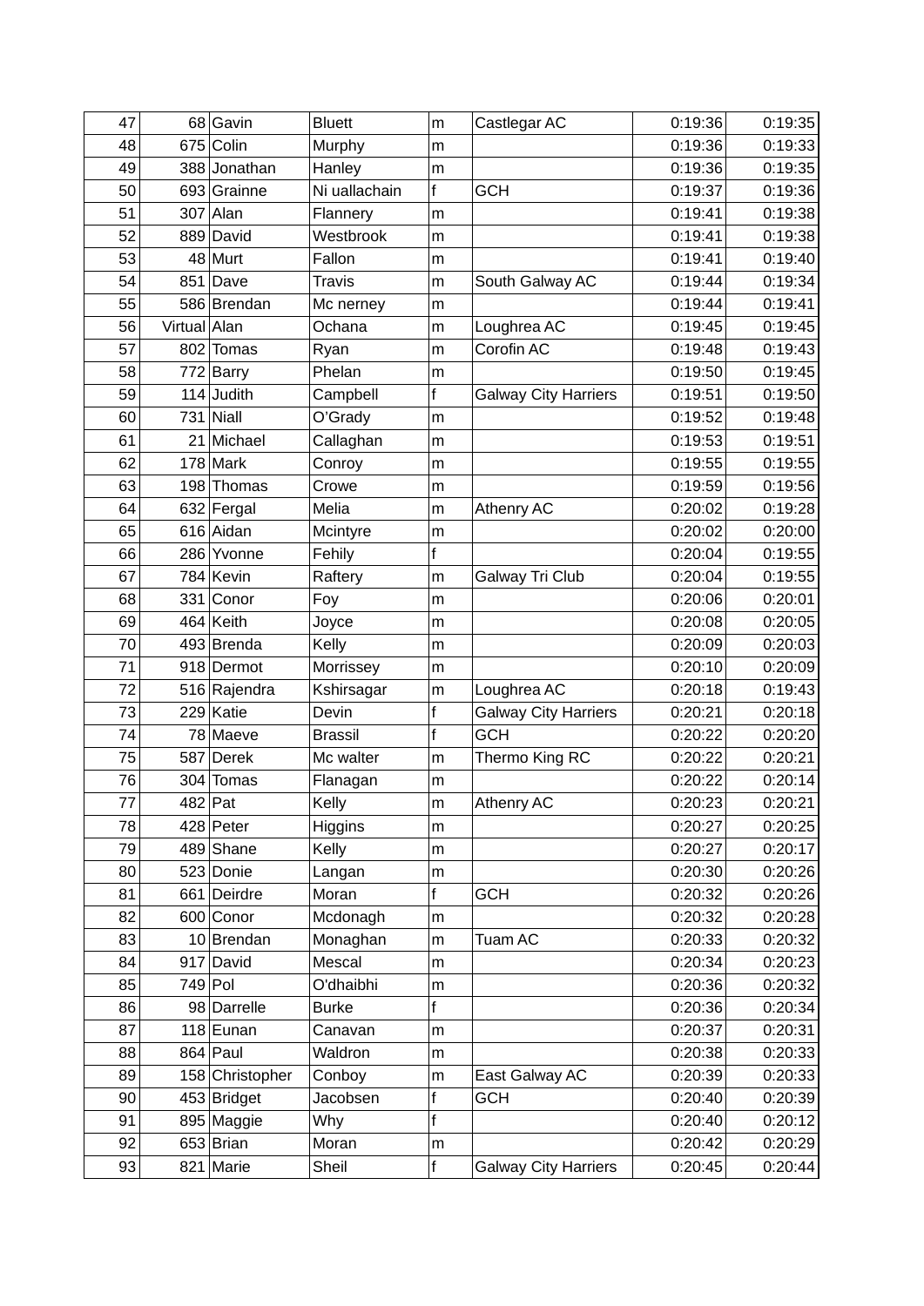| | | | | | | | |
|---|---|---|---|---|---|---|---|
| 47 | 68 | Gavin | Bluett | m | Castlegar AC | 0:19:36 | 0:19:35 |
| 48 | 675 | Colin | Murphy | m | | 0:19:36 | 0:19:33 |
| 49 | 388 | Jonathan | Hanley | m | | 0:19:36 | 0:19:35 |
| 50 | 693 | Grainne | Ni uallachain | f | GCH | 0:19:37 | 0:19:36 |
| 51 | 307 | Alan | Flannery | m | | 0:19:41 | 0:19:38 |
| 52 | 889 | David | Westbrook | m | | 0:19:41 | 0:19:38 |
| 53 | 48 | Murt | Fallon | m | | 0:19:41 | 0:19:40 |
| 54 | 851 | Dave | Travis | m | South Galway AC | 0:19:44 | 0:19:34 |
| 55 | 586 | Brendan | Mc nerney | m | | 0:19:44 | 0:19:41 |
| 56 | Virtual | Alan | Ochana | m | Loughrea AC | 0:19:45 | 0:19:45 |
| 57 | 802 | Tomas | Ryan | m | Corofin AC | 0:19:48 | 0:19:43 |
| 58 | 772 | Barry | Phelan | m | | 0:19:50 | 0:19:45 |
| 59 | 114 | Judith | Campbell | f | Galway City Harriers | 0:19:51 | 0:19:50 |
| 60 | 731 | Niall | O'Grady | m | | 0:19:52 | 0:19:48 |
| 61 | 21 | Michael | Callaghan | m | | 0:19:53 | 0:19:51 |
| 62 | 178 | Mark | Conroy | m | | 0:19:55 | 0:19:55 |
| 63 | 198 | Thomas | Crowe | m | | 0:19:59 | 0:19:56 |
| 64 | 632 | Fergal | Melia | m | Athenry AC | 0:20:02 | 0:19:28 |
| 65 | 616 | Aidan | Mcintyre | m | | 0:20:02 | 0:20:00 |
| 66 | 286 | Yvonne | Fehily | f | | 0:20:04 | 0:19:55 |
| 67 | 784 | Kevin | Raftery | m | Galway Tri Club | 0:20:04 | 0:19:55 |
| 68 | 331 | Conor | Foy | m | | 0:20:06 | 0:20:01 |
| 69 | 464 | Keith | Joyce | m | | 0:20:08 | 0:20:05 |
| 70 | 493 | Brenda | Kelly | m | | 0:20:09 | 0:20:03 |
| 71 | 918 | Dermot | Morrissey | m | | 0:20:10 | 0:20:09 |
| 72 | 516 | Rajendra | Kshirsagar | m | Loughrea AC | 0:20:18 | 0:19:43 |
| 73 | 229 | Katie | Devin | f | Galway City Harriers | 0:20:21 | 0:20:18 |
| 74 | 78 | Maeve | Brassil | f | GCH | 0:20:22 | 0:20:20 |
| 75 | 587 | Derek | Mc walter | m | Thermo King RC | 0:20:22 | 0:20:21 |
| 76 | 304 | Tomas | Flanagan | m | | 0:20:22 | 0:20:14 |
| 77 | 482 | Pat | Kelly | m | Athenry AC | 0:20:23 | 0:20:21 |
| 78 | 428 | Peter | Higgins | m | | 0:20:27 | 0:20:25 |
| 79 | 489 | Shane | Kelly | m | | 0:20:27 | 0:20:17 |
| 80 | 523 | Donie | Langan | m | | 0:20:30 | 0:20:26 |
| 81 | 661 | Deirdre | Moran | f | GCH | 0:20:32 | 0:20:26 |
| 82 | 600 | Conor | Mcdonagh | m | | 0:20:32 | 0:20:28 |
| 83 | 10 | Brendan | Monaghan | m | Tuam AC | 0:20:33 | 0:20:32 |
| 84 | 917 | David | Mescal | m | | 0:20:34 | 0:20:23 |
| 85 | 749 | Pol | O'dhaibhi | m | | 0:20:36 | 0:20:32 |
| 86 | 98 | Darrelle | Burke | f | | 0:20:36 | 0:20:34 |
| 87 | 118 | Eunan | Canavan | m | | 0:20:37 | 0:20:31 |
| 88 | 864 | Paul | Waldron | m | | 0:20:38 | 0:20:33 |
| 89 | 158 | Christopher | Conboy | m | East Galway AC | 0:20:39 | 0:20:33 |
| 90 | 453 | Bridget | Jacobsen | f | GCH | 0:20:40 | 0:20:39 |
| 91 | 895 | Maggie | Why | f | | 0:20:40 | 0:20:12 |
| 92 | 653 | Brian | Moran | m | | 0:20:42 | 0:20:29 |
| 93 | 821 | Marie | Sheil | f | Galway City Harriers | 0:20:45 | 0:20:44 |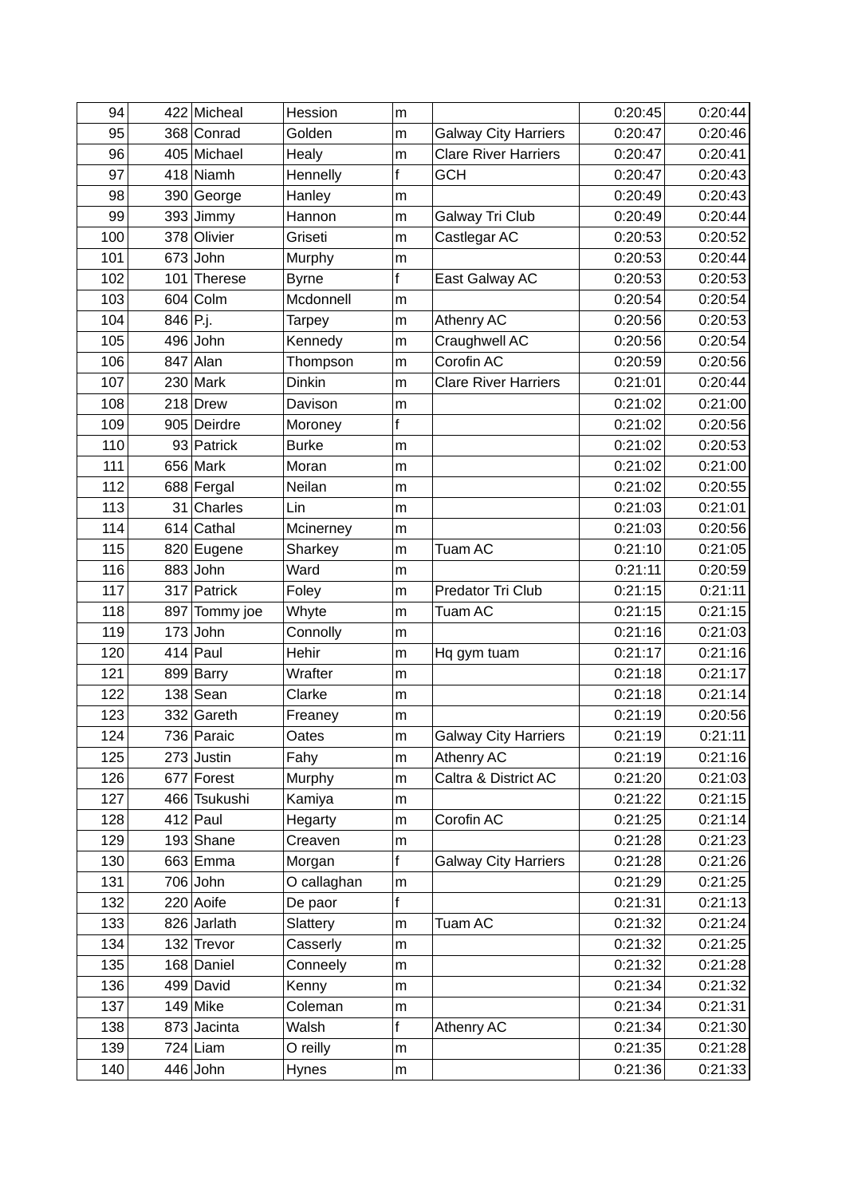| | | | | | | | |
|---|---|---|---|---|---|---|---|
| 94 | 422 | Micheal | Hession | m | | 0:20:45 | 0:20:44 |
| 95 | 368 | Conrad | Golden | m | Galway City Harriers | 0:20:47 | 0:20:46 |
| 96 | 405 | Michael | Healy | m | Clare River Harriers | 0:20:47 | 0:20:41 |
| 97 | 418 | Niamh | Hennelly | f | GCH | 0:20:47 | 0:20:43 |
| 98 | 390 | George | Hanley | m | | 0:20:49 | 0:20:43 |
| 99 | 393 | Jimmy | Hannon | m | Galway Tri Club | 0:20:49 | 0:20:44 |
| 100 | 378 | Olivier | Griseti | m | Castlegar AC | 0:20:53 | 0:20:52 |
| 101 | 673 | John | Murphy | m | | 0:20:53 | 0:20:44 |
| 102 | 101 | Therese | Byrne | f | East Galway AC | 0:20:53 | 0:20:53 |
| 103 | 604 | Colm | Mcdonnell | m | | 0:20:54 | 0:20:54 |
| 104 | 846 | P.j. | Tarpey | m | Athenry AC | 0:20:56 | 0:20:53 |
| 105 | 496 | John | Kennedy | m | Craughwell AC | 0:20:56 | 0:20:54 |
| 106 | 847 | Alan | Thompson | m | Corofin AC | 0:20:59 | 0:20:56 |
| 107 | 230 | Mark | Dinkin | m | Clare River Harriers | 0:21:01 | 0:20:44 |
| 108 | 218 | Drew | Davison | m | | 0:21:02 | 0:21:00 |
| 109 | 905 | Deirdre | Moroney | f | | 0:21:02 | 0:20:56 |
| 110 | 93 | Patrick | Burke | m | | 0:21:02 | 0:20:53 |
| 111 | 656 | Mark | Moran | m | | 0:21:02 | 0:21:00 |
| 112 | 688 | Fergal | Neilan | m | | 0:21:02 | 0:20:55 |
| 113 | 31 | Charles | Lin | m | | 0:21:03 | 0:21:01 |
| 114 | 614 | Cathal | Mcinerney | m | | 0:21:03 | 0:20:56 |
| 115 | 820 | Eugene | Sharkey | m | Tuam AC | 0:21:10 | 0:21:05 |
| 116 | 883 | John | Ward | m | | 0:21:11 | 0:20:59 |
| 117 | 317 | Patrick | Foley | m | Predator Tri Club | 0:21:15 | 0:21:11 |
| 118 | 897 | Tommy joe | Whyte | m | Tuam AC | 0:21:15 | 0:21:15 |
| 119 | 173 | John | Connolly | m | | 0:21:16 | 0:21:03 |
| 120 | 414 | Paul | Hehir | m | Hq gym tuam | 0:21:17 | 0:21:16 |
| 121 | 899 | Barry | Wrafter | m | | 0:21:18 | 0:21:17 |
| 122 | 138 | Sean | Clarke | m | | 0:21:18 | 0:21:14 |
| 123 | 332 | Gareth | Freaney | m | | 0:21:19 | 0:20:56 |
| 124 | 736 | Paraic | Oates | m | Galway City Harriers | 0:21:19 | 0:21:11 |
| 125 | 273 | Justin | Fahy | m | Athenry AC | 0:21:19 | 0:21:16 |
| 126 | 677 | Forest | Murphy | m | Caltra & District AC | 0:21:20 | 0:21:03 |
| 127 | 466 | Tsukushi | Kamiya | m | | 0:21:22 | 0:21:15 |
| 128 | 412 | Paul | Hegarty | m | Corofin AC | 0:21:25 | 0:21:14 |
| 129 | 193 | Shane | Creaven | m | | 0:21:28 | 0:21:23 |
| 130 | 663 | Emma | Morgan | f | Galway City Harriers | 0:21:28 | 0:21:26 |
| 131 | 706 | John | O callaghan | m | | 0:21:29 | 0:21:25 |
| 132 | 220 | Aoife | De paor | f | | 0:21:31 | 0:21:13 |
| 133 | 826 | Jarlath | Slattery | m | Tuam AC | 0:21:32 | 0:21:24 |
| 134 | 132 | Trevor | Casserly | m | | 0:21:32 | 0:21:25 |
| 135 | 168 | Daniel | Conneely | m | | 0:21:32 | 0:21:28 |
| 136 | 499 | David | Kenny | m | | 0:21:34 | 0:21:32 |
| 137 | 149 | Mike | Coleman | m | | 0:21:34 | 0:21:31 |
| 138 | 873 | Jacinta | Walsh | f | Athenry AC | 0:21:34 | 0:21:30 |
| 139 | 724 | Liam | O reilly | m | | 0:21:35 | 0:21:28 |
| 140 | 446 | John | Hynes | m | | 0:21:36 | 0:21:33 |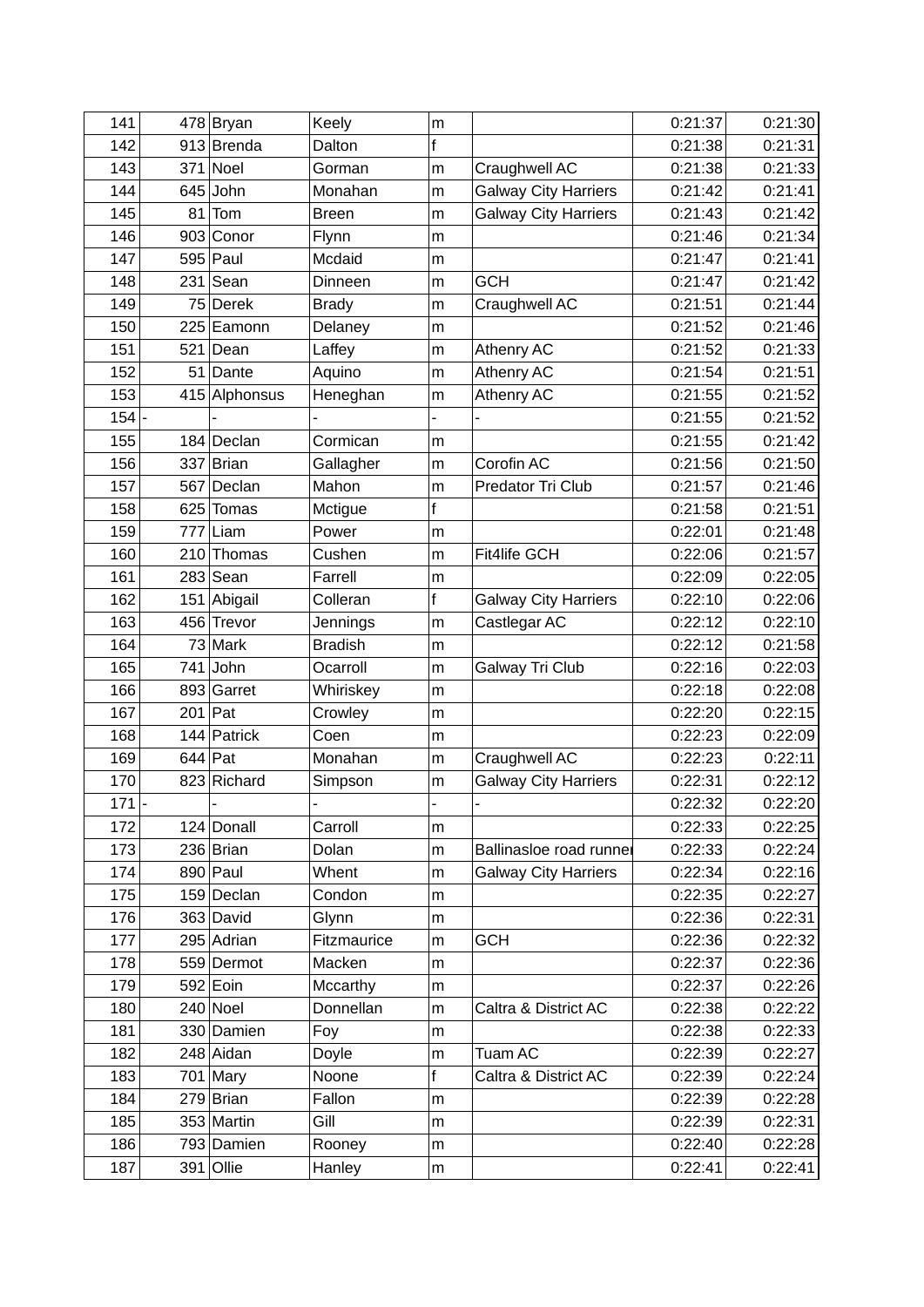| | | | | | | | |
|---|---|---|---|---|---|---|---|
| 141 | 478 | Bryan | Keely | m | | 0:21:37 | 0:21:30 |
| 142 | 913 | Brenda | Dalton | f | | 0:21:38 | 0:21:31 |
| 143 | 371 | Noel | Gorman | m | Craughwell AC | 0:21:38 | 0:21:33 |
| 144 | 645 | John | Monahan | m | Galway City Harriers | 0:21:42 | 0:21:41 |
| 145 | 81 | Tom | Breen | m | Galway City Harriers | 0:21:43 | 0:21:42 |
| 146 | 903 | Conor | Flynn | m | | 0:21:46 | 0:21:34 |
| 147 | 595 | Paul | Mcdaid | m | | 0:21:47 | 0:21:41 |
| 148 | 231 | Sean | Dinneen | m | GCH | 0:21:47 | 0:21:42 |
| 149 | 75 | Derek | Brady | m | Craughwell AC | 0:21:51 | 0:21:44 |
| 150 | 225 | Eamonn | Delaney | m | | 0:21:52 | 0:21:46 |
| 151 | 521 | Dean | Laffey | m | Athenry AC | 0:21:52 | 0:21:33 |
| 152 | 51 | Dante | Aquino | m | Athenry AC | 0:21:54 | 0:21:51 |
| 153 | 415 | Alphonsus | Heneghan | m | Athenry AC | 0:21:55 | 0:21:52 |
| 154 | - | - | - | - | - | 0:21:55 | 0:21:52 |
| 155 | 184 | Declan | Cormican | m | | 0:21:55 | 0:21:42 |
| 156 | 337 | Brian | Gallagher | m | Corofin AC | 0:21:56 | 0:21:50 |
| 157 | 567 | Declan | Mahon | m | Predator Tri Club | 0:21:57 | 0:21:46 |
| 158 | 625 | Tomas | Mctigue | f | | 0:21:58 | 0:21:51 |
| 159 | 777 | Liam | Power | m | | 0:22:01 | 0:21:48 |
| 160 | 210 | Thomas | Cushen | m | Fit4life GCH | 0:22:06 | 0:21:57 |
| 161 | 283 | Sean | Farrell | m | | 0:22:09 | 0:22:05 |
| 162 | 151 | Abigail | Colleran | f | Galway City Harriers | 0:22:10 | 0:22:06 |
| 163 | 456 | Trevor | Jennings | m | Castlegar AC | 0:22:12 | 0:22:10 |
| 164 | 73 | Mark | Bradish | m | | 0:22:12 | 0:21:58 |
| 165 | 741 | John | Ocarroll | m | Galway Tri Club | 0:22:16 | 0:22:03 |
| 166 | 893 | Garret | Whiriskey | m | | 0:22:18 | 0:22:08 |
| 167 | 201 | Pat | Crowley | m | | 0:22:20 | 0:22:15 |
| 168 | 144 | Patrick | Coen | m | | 0:22:23 | 0:22:09 |
| 169 | 644 | Pat | Monahan | m | Craughwell AC | 0:22:23 | 0:22:11 |
| 170 | 823 | Richard | Simpson | m | Galway City Harriers | 0:22:31 | 0:22:12 |
| 171 | - | - | - | - | - | 0:22:32 | 0:22:20 |
| 172 | 124 | Donall | Carroll | m | | 0:22:33 | 0:22:25 |
| 173 | 236 | Brian | Dolan | m | Ballinasloe road runner | 0:22:33 | 0:22:24 |
| 174 | 890 | Paul | Whent | m | Galway City Harriers | 0:22:34 | 0:22:16 |
| 175 | 159 | Declan | Condon | m | | 0:22:35 | 0:22:27 |
| 176 | 363 | David | Glynn | m | | 0:22:36 | 0:22:31 |
| 177 | 295 | Adrian | Fitzmaurice | m | GCH | 0:22:36 | 0:22:32 |
| 178 | 559 | Dermot | Macken | m | | 0:22:37 | 0:22:36 |
| 179 | 592 | Eoin | Mccarthy | m | | 0:22:37 | 0:22:26 |
| 180 | 240 | Noel | Donnellan | m | Caltra & District AC | 0:22:38 | 0:22:22 |
| 181 | 330 | Damien | Foy | m | | 0:22:38 | 0:22:33 |
| 182 | 248 | Aidan | Doyle | m | Tuam AC | 0:22:39 | 0:22:27 |
| 183 | 701 | Mary | Noone | f | Caltra & District AC | 0:22:39 | 0:22:24 |
| 184 | 279 | Brian | Fallon | m | | 0:22:39 | 0:22:28 |
| 185 | 353 | Martin | Gill | m | | 0:22:39 | 0:22:31 |
| 186 | 793 | Damien | Rooney | m | | 0:22:40 | 0:22:28 |
| 187 | 391 | Ollie | Hanley | m | | 0:22:41 | 0:22:41 |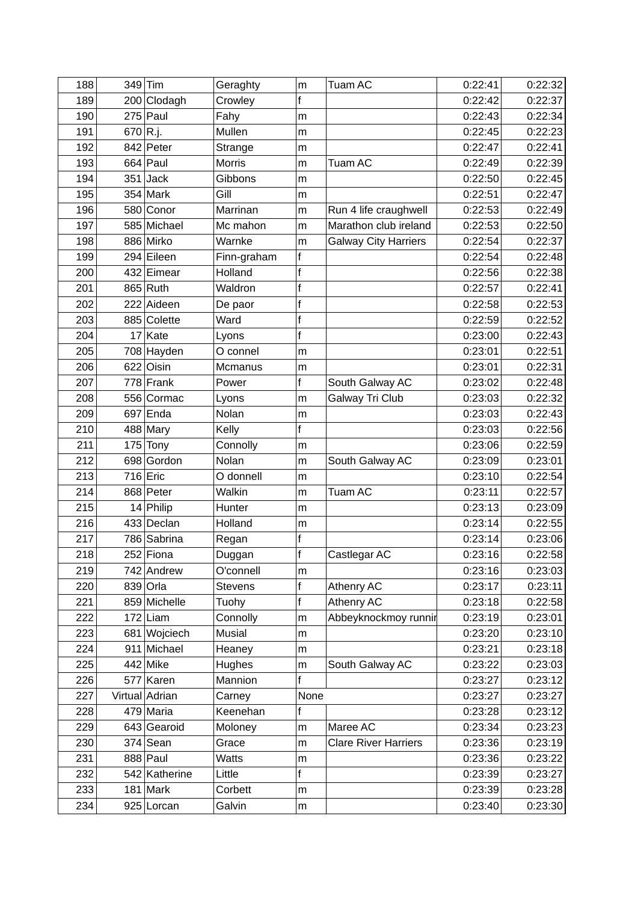| 188 | 349 | Tim | Geraghty | m | Tuam AC | 0:22:41 | 0:22:32 |
|---|---|---|---|---|---|---|---|
| 189 | 200 | Clodagh | Crowley | f | | 0:22:42 | 0:22:37 |
| 190 | 275 | Paul | Fahy | m | | 0:22:43 | 0:22:34 |
| 191 | 670 | R.j. | Mullen | m | | 0:22:45 | 0:22:23 |
| 192 | 842 | Peter | Strange | m | | 0:22:47 | 0:22:41 |
| 193 | 664 | Paul | Morris | m | Tuam AC | 0:22:49 | 0:22:39 |
| 194 | 351 | Jack | Gibbons | m | | 0:22:50 | 0:22:45 |
| 195 | 354 | Mark | Gill | m | | 0:22:51 | 0:22:47 |
| 196 | 580 | Conor | Marrinan | m | Run 4 life craughwell | 0:22:53 | 0:22:49 |
| 197 | 585 | Michael | Mc mahon | m | Marathon club ireland | 0:22:53 | 0:22:50 |
| 198 | 886 | Mirko | Warnke | m | Galway City Harriers | 0:22:54 | 0:22:37 |
| 199 | 294 | Eileen | Finn-graham | f | | 0:22:54 | 0:22:48 |
| 200 | 432 | Eimear | Holland | f | | 0:22:56 | 0:22:38 |
| 201 | 865 | Ruth | Waldron | f | | 0:22:57 | 0:22:41 |
| 202 | 222 | Aideen | De paor | f | | 0:22:58 | 0:22:53 |
| 203 | 885 | Colette | Ward | f | | 0:22:59 | 0:22:52 |
| 204 | 17 | Kate | Lyons | f | | 0:23:00 | 0:22:43 |
| 205 | 708 | Hayden | O connel | m | | 0:23:01 | 0:22:51 |
| 206 | 622 | Oisin | Mcmanus | m | | 0:23:01 | 0:22:31 |
| 207 | 778 | Frank | Power | f | South Galway AC | 0:23:02 | 0:22:48 |
| 208 | 556 | Cormac | Lyons | m | Galway Tri Club | 0:23:03 | 0:22:32 |
| 209 | 697 | Enda | Nolan | m | | 0:23:03 | 0:22:43 |
| 210 | 488 | Mary | Kelly | f | | 0:23:03 | 0:22:56 |
| 211 | 175 | Tony | Connolly | m | | 0:23:06 | 0:22:59 |
| 212 | 698 | Gordon | Nolan | m | South Galway AC | 0:23:09 | 0:23:01 |
| 213 | 716 | Eric | O donnell | m | | 0:23:10 | 0:22:54 |
| 214 | 868 | Peter | Walkin | m | Tuam AC | 0:23:11 | 0:22:57 |
| 215 | 14 | Philip | Hunter | m | | 0:23:13 | 0:23:09 |
| 216 | 433 | Declan | Holland | m | | 0:23:14 | 0:22:55 |
| 217 | 786 | Sabrina | Regan | f | | 0:23:14 | 0:23:06 |
| 218 | 252 | Fiona | Duggan | f | Castlegar AC | 0:23:16 | 0:22:58 |
| 219 | 742 | Andrew | O'connell | m | | 0:23:16 | 0:23:03 |
| 220 | 839 | Orla | Stevens | f | Athenry AC | 0:23:17 | 0:23:11 |
| 221 | 859 | Michelle | Tuohy | f | Athenry AC | 0:23:18 | 0:22:58 |
| 222 | 172 | Liam | Connolly | m | Abbeyknockmoy runnir | 0:23:19 | 0:23:01 |
| 223 | 681 | Wojciech | Musial | m | | 0:23:20 | 0:23:10 |
| 224 | 911 | Michael | Heaney | m | | 0:23:21 | 0:23:18 |
| 225 | 442 | Mike | Hughes | m | South Galway AC | 0:23:22 | 0:23:03 |
| 226 | 577 | Karen | Mannion | f | | 0:23:27 | 0:23:12 |
| 227 | Virtual | Adrian | Carney | None | | 0:23:27 | 0:23:27 |
| 228 | 479 | Maria | Keenehan | f | | 0:23:28 | 0:23:12 |
| 229 | 643 | Gearoid | Moloney | m | Maree AC | 0:23:34 | 0:23:23 |
| 230 | 374 | Sean | Grace | m | Clare River Harriers | 0:23:36 | 0:23:19 |
| 231 | 888 | Paul | Watts | m | | 0:23:36 | 0:23:22 |
| 232 | 542 | Katherine | Little | f | | 0:23:39 | 0:23:27 |
| 233 | 181 | Mark | Corbett | m | | 0:23:39 | 0:23:28 |
| 234 | 925 | Lorcan | Galvin | m | | 0:23:40 | 0:23:30 |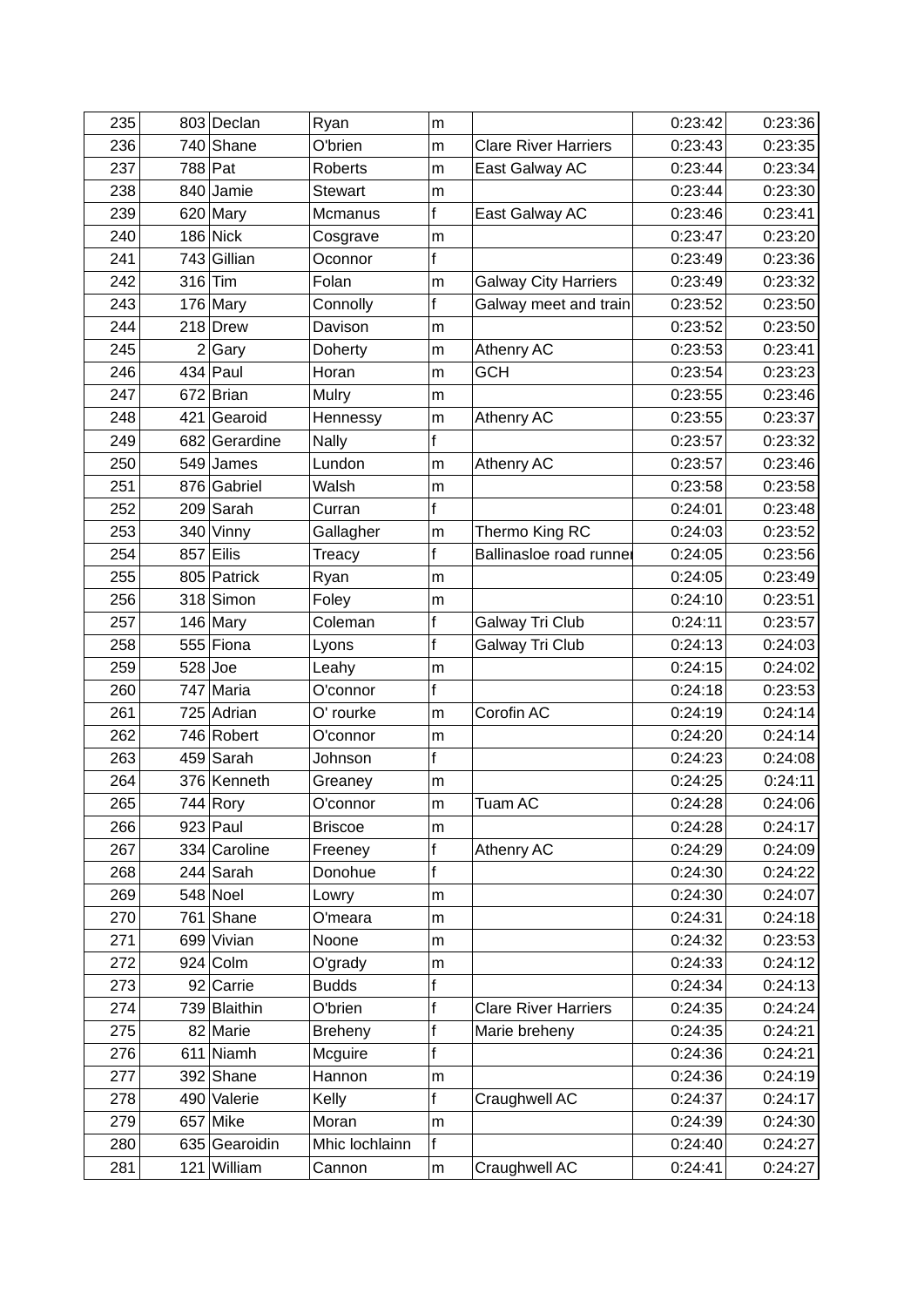| | | | | | | | |
|---|---|---|---|---|---|---|---|
| 235 | 803 | Declan | Ryan | m | | 0:23:42 | 0:23:36 |
| 236 | 740 | Shane | O'brien | m | Clare River Harriers | 0:23:43 | 0:23:35 |
| 237 | 788 | Pat | Roberts | m | East Galway AC | 0:23:44 | 0:23:34 |
| 238 | 840 | Jamie | Stewart | m | | 0:23:44 | 0:23:30 |
| 239 | 620 | Mary | Mcmanus | f | East Galway AC | 0:23:46 | 0:23:41 |
| 240 | 186 | Nick | Cosgrave | m | | 0:23:47 | 0:23:20 |
| 241 | 743 | Gillian | Oconnor | f | | 0:23:49 | 0:23:36 |
| 242 | 316 | Tim | Folan | m | Galway City Harriers | 0:23:49 | 0:23:32 |
| 243 | 176 | Mary | Connolly | f | Galway meet and train | 0:23:52 | 0:23:50 |
| 244 | 218 | Drew | Davison | m | | 0:23:52 | 0:23:50 |
| 245 | 2 | Gary | Doherty | m | Athenry AC | 0:23:53 | 0:23:41 |
| 246 | 434 | Paul | Horan | m | GCH | 0:23:54 | 0:23:23 |
| 247 | 672 | Brian | Mulry | m | | 0:23:55 | 0:23:46 |
| 248 | 421 | Gearoid | Hennessy | m | Athenry AC | 0:23:55 | 0:23:37 |
| 249 | 682 | Gerardine | Nally | f | | 0:23:57 | 0:23:32 |
| 250 | 549 | James | Lundon | m | Athenry AC | 0:23:57 | 0:23:46 |
| 251 | 876 | Gabriel | Walsh | m | | 0:23:58 | 0:23:58 |
| 252 | 209 | Sarah | Curran | f | | 0:24:01 | 0:23:48 |
| 253 | 340 | Vinny | Gallagher | m | Thermo King RC | 0:24:03 | 0:23:52 |
| 254 | 857 | Eilis | Treacy | f | Ballinasloe road runner | 0:24:05 | 0:23:56 |
| 255 | 805 | Patrick | Ryan | m | | 0:24:05 | 0:23:49 |
| 256 | 318 | Simon | Foley | m | | 0:24:10 | 0:23:51 |
| 257 | 146 | Mary | Coleman | f | Galway Tri Club | 0:24:11 | 0:23:57 |
| 258 | 555 | Fiona | Lyons | f | Galway Tri Club | 0:24:13 | 0:24:03 |
| 259 | 528 | Joe | Leahy | m | | 0:24:15 | 0:24:02 |
| 260 | 747 | Maria | O'connor | f | | 0:24:18 | 0:23:53 |
| 261 | 725 | Adrian | O' rourke | m | Corofin AC | 0:24:19 | 0:24:14 |
| 262 | 746 | Robert | O'connor | m | | 0:24:20 | 0:24:14 |
| 263 | 459 | Sarah | Johnson | f | | 0:24:23 | 0:24:08 |
| 264 | 376 | Kenneth | Greaney | m | | 0:24:25 | 0:24:11 |
| 265 | 744 | Rory | O'connor | m | Tuam AC | 0:24:28 | 0:24:06 |
| 266 | 923 | Paul | Briscoe | m | | 0:24:28 | 0:24:17 |
| 267 | 334 | Caroline | Freeney | f | Athenry AC | 0:24:29 | 0:24:09 |
| 268 | 244 | Sarah | Donohue | f | | 0:24:30 | 0:24:22 |
| 269 | 548 | Noel | Lowry | m | | 0:24:30 | 0:24:07 |
| 270 | 761 | Shane | O'meara | m | | 0:24:31 | 0:24:18 |
| 271 | 699 | Vivian | Noone | m | | 0:24:32 | 0:23:53 |
| 272 | 924 | Colm | O'grady | m | | 0:24:33 | 0:24:12 |
| 273 | 92 | Carrie | Budds | f | | 0:24:34 | 0:24:13 |
| 274 | 739 | Blaithin | O'brien | f | Clare River Harriers | 0:24:35 | 0:24:24 |
| 275 | 82 | Marie | Breheny | f | Marie breheny | 0:24:35 | 0:24:21 |
| 276 | 611 | Niamh | Mcguire | f | | 0:24:36 | 0:24:21 |
| 277 | 392 | Shane | Hannon | m | | 0:24:36 | 0:24:19 |
| 278 | 490 | Valerie | Kelly | f | Craughwell AC | 0:24:37 | 0:24:17 |
| 279 | 657 | Mike | Moran | m | | 0:24:39 | 0:24:30 |
| 280 | 635 | Gearoidin | Mhic lochlainn | f | | 0:24:40 | 0:24:27 |
| 281 | 121 | William | Cannon | m | Craughwell AC | 0:24:41 | 0:24:27 |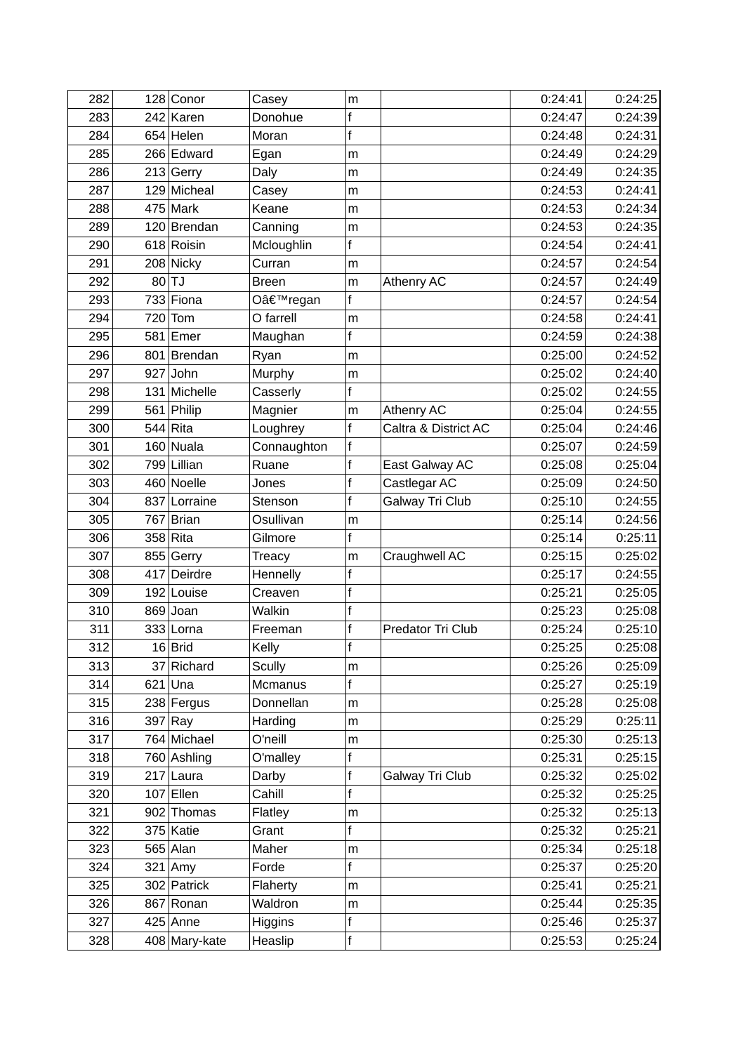| 282 | 128 | Conor | Casey | m | | 0:24:41 | 0:24:25 |
|---|---|---|---|---|---|---|---|
| 283 | 242 | Karen | Donohue | f | | 0:24:47 | 0:24:39 |
| 284 | 654 | Helen | Moran | f | | 0:24:48 | 0:24:31 |
| 285 | 266 | Edward | Egan | m | | 0:24:49 | 0:24:29 |
| 286 | 213 | Gerry | Daly | m | | 0:24:49 | 0:24:35 |
| 287 | 129 | Micheal | Casey | m | | 0:24:53 | 0:24:41 |
| 288 | 475 | Mark | Keane | m | | 0:24:53 | 0:24:34 |
| 289 | 120 | Brendan | Canning | m | | 0:24:53 | 0:24:35 |
| 290 | 618 | Roisin | Mcloughlin | f | | 0:24:54 | 0:24:41 |
| 291 | 208 | Nicky | Curran | m | | 0:24:57 | 0:24:54 |
| 292 | 80 | TJ | Breen | m | Athenry AC | 0:24:57 | 0:24:49 |
| 293 | 733 | Fiona | Oâ€™regan | f | | 0:24:57 | 0:24:54 |
| 294 | 720 | Tom | O farrell | m | | 0:24:58 | 0:24:41 |
| 295 | 581 | Emer | Maughan | f | | 0:24:59 | 0:24:38 |
| 296 | 801 | Brendan | Ryan | m | | 0:25:00 | 0:24:52 |
| 297 | 927 | John | Murphy | m | | 0:25:02 | 0:24:40 |
| 298 | 131 | Michelle | Casserly | f | | 0:25:02 | 0:24:55 |
| 299 | 561 | Philip | Magnier | m | Athenry AC | 0:25:04 | 0:24:55 |
| 300 | 544 | Rita | Loughrey | f | Caltra & District AC | 0:25:04 | 0:24:46 |
| 301 | 160 | Nuala | Connaughton | f | | 0:25:07 | 0:24:59 |
| 302 | 799 | Lillian | Ruane | f | East Galway AC | 0:25:08 | 0:25:04 |
| 303 | 460 | Noelle | Jones | f | Castlegar AC | 0:25:09 | 0:24:50 |
| 304 | 837 | Lorraine | Stenson | f | Galway Tri Club | 0:25:10 | 0:24:55 |
| 305 | 767 | Brian | Osullivan | m | | 0:25:14 | 0:24:56 |
| 306 | 358 | Rita | Gilmore | f | | 0:25:14 | 0:25:11 |
| 307 | 855 | Gerry | Treacy | m | Craughwell AC | 0:25:15 | 0:25:02 |
| 308 | 417 | Deirdre | Hennelly | f | | 0:25:17 | 0:24:55 |
| 309 | 192 | Louise | Creaven | f | | 0:25:21 | 0:25:05 |
| 310 | 869 | Joan | Walkin | f | | 0:25:23 | 0:25:08 |
| 311 | 333 | Lorna | Freeman | f | Predator Tri Club | 0:25:24 | 0:25:10 |
| 312 | 16 | Brid | Kelly | f | | 0:25:25 | 0:25:08 |
| 313 | 37 | Richard | Scully | m | | 0:25:26 | 0:25:09 |
| 314 | 621 | Una | Mcmanus | f | | 0:25:27 | 0:25:19 |
| 315 | 238 | Fergus | Donnellan | m | | 0:25:28 | 0:25:08 |
| 316 | 397 | Ray | Harding | m | | 0:25:29 | 0:25:11 |
| 317 | 764 | Michael | O'neill | m | | 0:25:30 | 0:25:13 |
| 318 | 760 | Ashling | O'malley | f | | 0:25:31 | 0:25:15 |
| 319 | 217 | Laura | Darby | f | Galway Tri Club | 0:25:32 | 0:25:02 |
| 320 | 107 | Ellen | Cahill | f | | 0:25:32 | 0:25:25 |
| 321 | 902 | Thomas | Flatley | m | | 0:25:32 | 0:25:13 |
| 322 | 375 | Katie | Grant | f | | 0:25:32 | 0:25:21 |
| 323 | 565 | Alan | Maher | m | | 0:25:34 | 0:25:18 |
| 324 | 321 | Amy | Forde | f | | 0:25:37 | 0:25:20 |
| 325 | 302 | Patrick | Flaherty | m | | 0:25:41 | 0:25:21 |
| 326 | 867 | Ronan | Waldron | m | | 0:25:44 | 0:25:35 |
| 327 | 425 | Anne | Higgins | f | | 0:25:46 | 0:25:37 |
| 328 | 408 | Mary-kate | Heaslip | f | | 0:25:53 | 0:25:24 |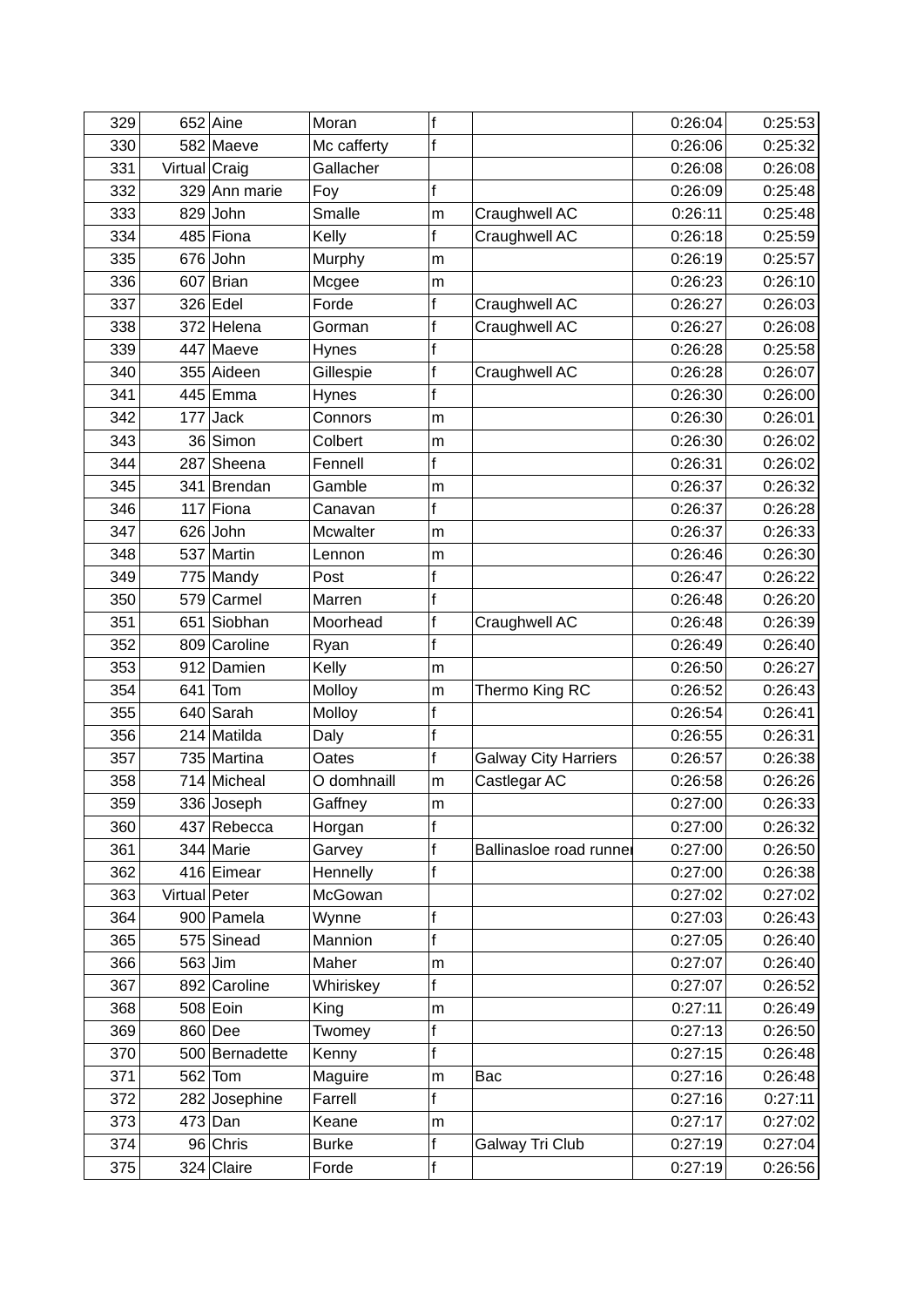| 329 | 652 | Aine | Moran | f | | 0:26:04 | 0:25:53 |
|---|---|---|---|---|---|---|---|
| 330 | 582 | Maeve | Mc cafferty | f | | 0:26:06 | 0:25:32 |
| 331 | Virtual | Craig | Gallacher | | | 0:26:08 | 0:26:08 |
| 332 | 329 | Ann marie | Foy | f | | 0:26:09 | 0:25:48 |
| 333 | 829 | John | Smalle | m | Craughwell AC | 0:26:11 | 0:25:48 |
| 334 | 485 | Fiona | Kelly | f | Craughwell AC | 0:26:18 | 0:25:59 |
| 335 | 676 | John | Murphy | m | | 0:26:19 | 0:25:57 |
| 336 | 607 | Brian | Mcgee | m | | 0:26:23 | 0:26:10 |
| 337 | 326 | Edel | Forde | f | Craughwell AC | 0:26:27 | 0:26:03 |
| 338 | 372 | Helena | Gorman | f | Craughwell AC | 0:26:27 | 0:26:08 |
| 339 | 447 | Maeve | Hynes | f | | 0:26:28 | 0:25:58 |
| 340 | 355 | Aideen | Gillespie | f | Craughwell AC | 0:26:28 | 0:26:07 |
| 341 | 445 | Emma | Hynes | f | | 0:26:30 | 0:26:00 |
| 342 | 177 | Jack | Connors | m | | 0:26:30 | 0:26:01 |
| 343 | 36 | Simon | Colbert | m | | 0:26:30 | 0:26:02 |
| 344 | 287 | Sheena | Fennell | f | | 0:26:31 | 0:26:02 |
| 345 | 341 | Brendan | Gamble | m | | 0:26:37 | 0:26:32 |
| 346 | 117 | Fiona | Canavan | f | | 0:26:37 | 0:26:28 |
| 347 | 626 | John | Mcwalter | m | | 0:26:37 | 0:26:33 |
| 348 | 537 | Martin | Lennon | m | | 0:26:46 | 0:26:30 |
| 349 | 775 | Mandy | Post | f | | 0:26:47 | 0:26:22 |
| 350 | 579 | Carmel | Marren | f | | 0:26:48 | 0:26:20 |
| 351 | 651 | Siobhan | Moorhead | f | Craughwell AC | 0:26:48 | 0:26:39 |
| 352 | 809 | Caroline | Ryan | f | | 0:26:49 | 0:26:40 |
| 353 | 912 | Damien | Kelly | m | | 0:26:50 | 0:26:27 |
| 354 | 641 | Tom | Molloy | m | Thermo King RC | 0:26:52 | 0:26:43 |
| 355 | 640 | Sarah | Molloy | f | | 0:26:54 | 0:26:41 |
| 356 | 214 | Matilda | Daly | f | | 0:26:55 | 0:26:31 |
| 357 | 735 | Martina | Oates | f | Galway City Harriers | 0:26:57 | 0:26:38 |
| 358 | 714 | Micheal | O domhnaill | m | Castlegar AC | 0:26:58 | 0:26:26 |
| 359 | 336 | Joseph | Gaffney | m | | 0:27:00 | 0:26:33 |
| 360 | 437 | Rebecca | Horgan | f | | 0:27:00 | 0:26:32 |
| 361 | 344 | Marie | Garvey | f | Ballinasloe road runner | 0:27:00 | 0:26:50 |
| 362 | 416 | Eimear | Hennelly | f | | 0:27:00 | 0:26:38 |
| 363 | Virtual | Peter | McGowan | | | 0:27:02 | 0:27:02 |
| 364 | 900 | Pamela | Wynne | f | | 0:27:03 | 0:26:43 |
| 365 | 575 | Sinead | Mannion | f | | 0:27:05 | 0:26:40 |
| 366 | 563 | Jim | Maher | m | | 0:27:07 | 0:26:40 |
| 367 | 892 | Caroline | Whiriskey | f | | 0:27:07 | 0:26:52 |
| 368 | 508 | Eoin | King | m | | 0:27:11 | 0:26:49 |
| 369 | 860 | Dee | Twomey | f | | 0:27:13 | 0:26:50 |
| 370 | 500 | Bernadette | Kenny | f | | 0:27:15 | 0:26:48 |
| 371 | 562 | Tom | Maguire | m | Bac | 0:27:16 | 0:26:48 |
| 372 | 282 | Josephine | Farrell | f | | 0:27:16 | 0:27:11 |
| 373 | 473 | Dan | Keane | m | | 0:27:17 | 0:27:02 |
| 374 | 96 | Chris | Burke | f | Galway Tri Club | 0:27:19 | 0:27:04 |
| 375 | 324 | Claire | Forde | f | | 0:27:19 | 0:26:56 |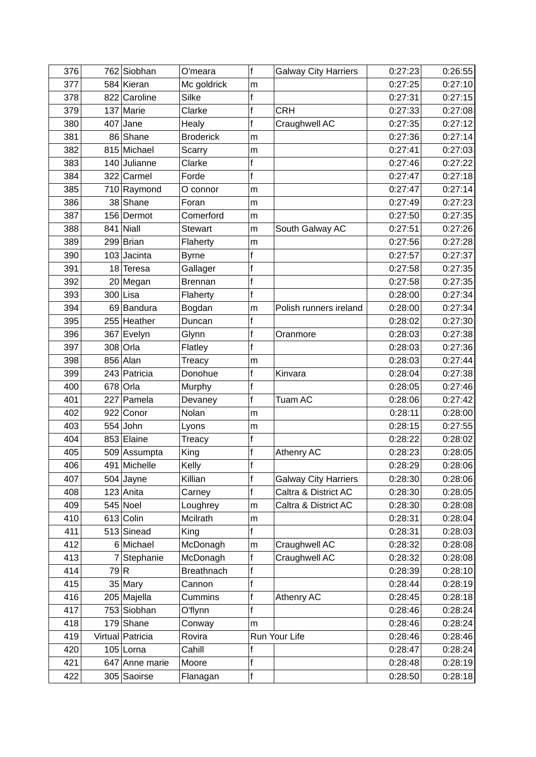| | | | | | | | |
|---|---|---|---|---|---|---|---|
| 376 | 762 | Siobhan | O'meara | f | Galway City Harriers | 0:27:23 | 0:26:55 |
| 377 | 584 | Kieran | Mc goldrick | m | | 0:27:25 | 0:27:10 |
| 378 | 822 | Caroline | Silke | f | | 0:27:31 | 0:27:15 |
| 379 | 137 | Marie | Clarke | f | CRH | 0:27:33 | 0:27:08 |
| 380 | 407 | Jane | Healy | f | Craughwell AC | 0:27:35 | 0:27:12 |
| 381 | 86 | Shane | Broderick | m | | 0:27:36 | 0:27:14 |
| 382 | 815 | Michael | Scarry | m | | 0:27:41 | 0:27:03 |
| 383 | 140 | Julianne | Clarke | f | | 0:27:46 | 0:27:22 |
| 384 | 322 | Carmel | Forde | f | | 0:27:47 | 0:27:18 |
| 385 | 710 | Raymond | O connor | m | | 0:27:47 | 0:27:14 |
| 386 | 38 | Shane | Foran | m | | 0:27:49 | 0:27:23 |
| 387 | 156 | Dermot | Comerford | m | | 0:27:50 | 0:27:35 |
| 388 | 841 | Niall | Stewart | m | South Galway AC | 0:27:51 | 0:27:26 |
| 389 | 299 | Brian | Flaherty | m | | 0:27:56 | 0:27:28 |
| 390 | 103 | Jacinta | Byrne | f | | 0:27:57 | 0:27:37 |
| 391 | 18 | Teresa | Gallager | f | | 0:27:58 | 0:27:35 |
| 392 | 20 | Megan | Brennan | f | | 0:27:58 | 0:27:35 |
| 393 | 300 | Lisa | Flaherty | f | | 0:28:00 | 0:27:34 |
| 394 | 69 | Bandura | Bogdan | m | Polish runners ireland | 0:28:00 | 0:27:34 |
| 395 | 255 | Heather | Duncan | f | | 0:28:02 | 0:27:30 |
| 396 | 367 | Evelyn | Glynn | f | Oranmore | 0:28:03 | 0:27:38 |
| 397 | 308 | Orla | Flatley | f | | 0:28:03 | 0:27:36 |
| 398 | 856 | Alan | Treacy | m | | 0:28:03 | 0:27:44 |
| 399 | 243 | Patricia | Donohue | f | Kinvara | 0:28:04 | 0:27:38 |
| 400 | 678 | Orla | Murphy | f | | 0:28:05 | 0:27:46 |
| 401 | 227 | Pamela | Devaney | f | Tuam AC | 0:28:06 | 0:27:42 |
| 402 | 922 | Conor | Nolan | m | | 0:28:11 | 0:28:00 |
| 403 | 554 | John | Lyons | m | | 0:28:15 | 0:27:55 |
| 404 | 853 | Elaine | Treacy | f | | 0:28:22 | 0:28:02 |
| 405 | 509 | Assumpta | King | f | Athenry AC | 0:28:23 | 0:28:05 |
| 406 | 491 | Michelle | Kelly | f | | 0:28:29 | 0:28:06 |
| 407 | 504 | Jayne | Killian | f | Galway City Harriers | 0:28:30 | 0:28:06 |
| 408 | 123 | Anita | Carney | f | Caltra & District AC | 0:28:30 | 0:28:05 |
| 409 | 545 | Noel | Loughrey | m | Caltra & District AC | 0:28:30 | 0:28:08 |
| 410 | 613 | Colin | Mcilrath | m | | 0:28:31 | 0:28:04 |
| 411 | 513 | Sinead | King | f | | 0:28:31 | 0:28:03 |
| 412 | 6 | Michael | McDonagh | m | Craughwell AC | 0:28:32 | 0:28:08 |
| 413 | 7 | Stephanie | McDonagh | f | Craughwell AC | 0:28:32 | 0:28:08 |
| 414 | 79 | R | Breathnach | f | | 0:28:39 | 0:28:10 |
| 415 | 35 | Mary | Cannon | f | | 0:28:44 | 0:28:19 |
| 416 | 205 | Majella | Cummins | f | Athenry AC | 0:28:45 | 0:28:18 |
| 417 | 753 | Siobhan | O'flynn | f | | 0:28:46 | 0:28:24 |
| 418 | 179 | Shane | Conway | m | | 0:28:46 | 0:28:24 |
| 419 | Virtual | Patricia | Rovira | Run Your Life | | 0:28:46 | 0:28:46 |
| 420 | 105 | Lorna | Cahill | f | | 0:28:47 | 0:28:24 |
| 421 | 647 | Anne marie | Moore | f | | 0:28:48 | 0:28:19 |
| 422 | 305 | Saoirse | Flanagan | f | | 0:28:50 | 0:28:18 |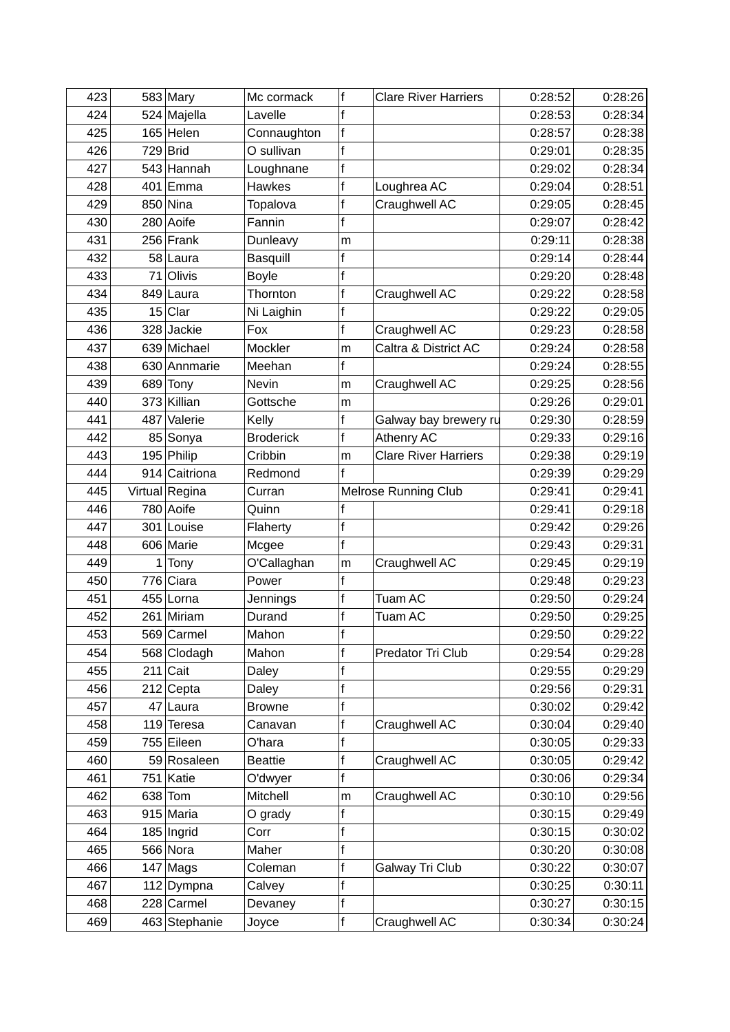| 423 | 583 | Mary | Mc cormack | f | Clare River Harriers | 0:28:52 | 0:28:26 |
|---|---|---|---|---|---|---|---|
| 424 | 524 | Majella | Lavelle | f | | 0:28:53 | 0:28:34 |
| 425 | 165 | Helen | Connaughton | f | | 0:28:57 | 0:28:38 |
| 426 | 729 | Brid | O sullivan | f | | 0:29:01 | 0:28:35 |
| 427 | 543 | Hannah | Loughnane | f | | 0:29:02 | 0:28:34 |
| 428 | 401 | Emma | Hawkes | f | Loughrea AC | 0:29:04 | 0:28:51 |
| 429 | 850 | Nina | Topalova | f | Craughwell AC | 0:29:05 | 0:28:45 |
| 430 | 280 | Aoife | Fannin | f | | 0:29:07 | 0:28:42 |
| 431 | 256 | Frank | Dunleavy | m | | 0:29:11 | 0:28:38 |
| 432 | 58 | Laura | Basquill | f | | 0:29:14 | 0:28:44 |
| 433 | 71 | Olivis | Boyle | f | | 0:29:20 | 0:28:48 |
| 434 | 849 | Laura | Thornton | f | Craughwell AC | 0:29:22 | 0:28:58 |
| 435 | 15 | Clar | Ni Laighin | f | | 0:29:22 | 0:29:05 |
| 436 | 328 | Jackie | Fox | f | Craughwell AC | 0:29:23 | 0:28:58 |
| 437 | 639 | Michael | Mockler | m | Caltra & District AC | 0:29:24 | 0:28:58 |
| 438 | 630 | Annmarie | Meehan | f | | 0:29:24 | 0:28:55 |
| 439 | 689 | Tony | Nevin | m | Craughwell AC | 0:29:25 | 0:28:56 |
| 440 | 373 | Killian | Gottsche | m | | 0:29:26 | 0:29:01 |
| 441 | 487 | Valerie | Kelly | f | Galway bay brewery ru | 0:29:30 | 0:28:59 |
| 442 | 85 | Sonya | Broderick | f | Athenry AC | 0:29:33 | 0:29:16 |
| 443 | 195 | Philip | Cribbin | m | Clare River Harriers | 0:29:38 | 0:29:19 |
| 444 | 914 | Caitriona | Redmond | f | | 0:29:39 | 0:29:29 |
| 445 | Virtual | Regina | Curran | Melrose Running Club | | 0:29:41 | 0:29:41 |
| 446 | 780 | Aoife | Quinn | f | | 0:29:41 | 0:29:18 |
| 447 | 301 | Louise | Flaherty | f | | 0:29:42 | 0:29:26 |
| 448 | 606 | Marie | Mcgee | f | | 0:29:43 | 0:29:31 |
| 449 | 1 | Tony | O'Callaghan | m | Craughwell AC | 0:29:45 | 0:29:19 |
| 450 | 776 | Ciara | Power | f | | 0:29:48 | 0:29:23 |
| 451 | 455 | Lorna | Jennings | f | Tuam AC | 0:29:50 | 0:29:24 |
| 452 | 261 | Miriam | Durand | f | Tuam AC | 0:29:50 | 0:29:25 |
| 453 | 569 | Carmel | Mahon | f | | 0:29:50 | 0:29:22 |
| 454 | 568 | Clodagh | Mahon | f | Predator Tri Club | 0:29:54 | 0:29:28 |
| 455 | 211 | Cait | Daley | f | | 0:29:55 | 0:29:29 |
| 456 | 212 | Cepta | Daley | f | | 0:29:56 | 0:29:31 |
| 457 | 47 | Laura | Browne | f | | 0:30:02 | 0:29:42 |
| 458 | 119 | Teresa | Canavan | f | Craughwell AC | 0:30:04 | 0:29:40 |
| 459 | 755 | Eileen | O'hara | f | | 0:30:05 | 0:29:33 |
| 460 | 59 | Rosaleen | Beattie | f | Craughwell AC | 0:30:05 | 0:29:42 |
| 461 | 751 | Katie | O'dwyer | f | | 0:30:06 | 0:29:34 |
| 462 | 638 | Tom | Mitchell | m | Craughwell AC | 0:30:10 | 0:29:56 |
| 463 | 915 | Maria | O grady | f | | 0:30:15 | 0:29:49 |
| 464 | 185 | Ingrid | Corr | f | | 0:30:15 | 0:30:02 |
| 465 | 566 | Nora | Maher | f | | 0:30:20 | 0:30:08 |
| 466 | 147 | Mags | Coleman | f | Galway Tri Club | 0:30:22 | 0:30:07 |
| 467 | 112 | Dympna | Calvey | f | | 0:30:25 | 0:30:11 |
| 468 | 228 | Carmel | Devaney | f | | 0:30:27 | 0:30:15 |
| 469 | 463 | Stephanie | Joyce | f | Craughwell AC | 0:30:34 | 0:30:24 |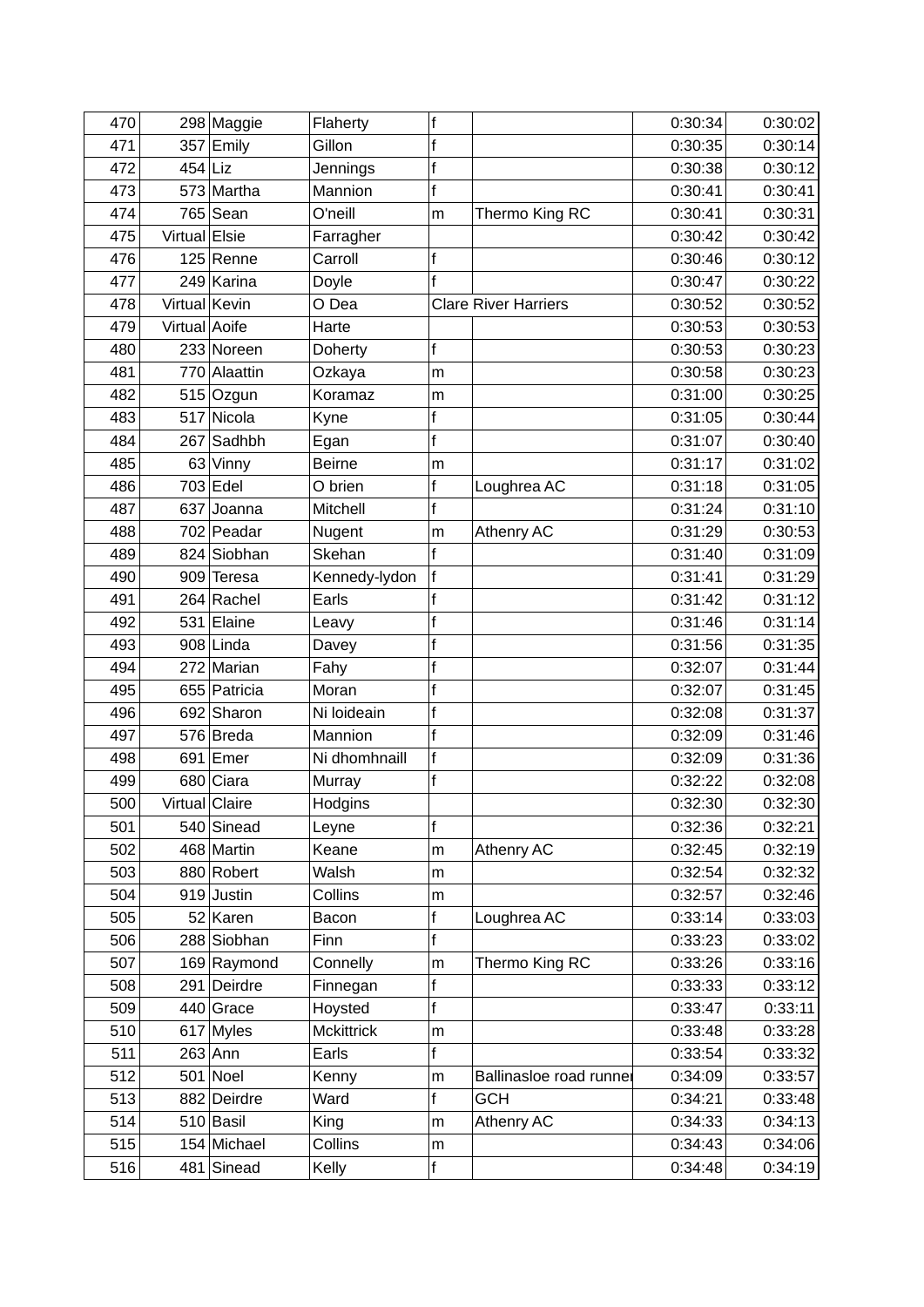| 470 | 298 | Maggie | Flaherty | f | | 0:30:34 | 0:30:02 |
|---|---|---|---|---|---|---|---|
| 471 | 357 | Emily | Gillon | f | | 0:30:35 | 0:30:14 |
| 472 | 454 | Liz | Jennings | f | | 0:30:38 | 0:30:12 |
| 473 | 573 | Martha | Mannion | f | | 0:30:41 | 0:30:41 |
| 474 | 765 | Sean | O'neill | m | Thermo King RC | 0:30:41 | 0:30:31 |
| 475 | Virtual | Elsie | Farragher | | | 0:30:42 | 0:30:42 |
| 476 | 125 | Renne | Carroll | f | | 0:30:46 | 0:30:12 |
| 477 | 249 | Karina | Doyle | f | | 0:30:47 | 0:30:22 |
| 478 | Virtual | Kevin | O Dea | Clare River Harriers | | 0:30:52 | 0:30:52 |
| 479 | Virtual | Aoife | Harte | | | 0:30:53 | 0:30:53 |
| 480 | 233 | Noreen | Doherty | f | | 0:30:53 | 0:30:23 |
| 481 | 770 | Alaattin | Ozkaya | m | | 0:30:58 | 0:30:23 |
| 482 | 515 | Ozgun | Koramaz | m | | 0:31:00 | 0:30:25 |
| 483 | 517 | Nicola | Kyne | f | | 0:31:05 | 0:30:44 |
| 484 | 267 | Sadhbh | Egan | f | | 0:31:07 | 0:30:40 |
| 485 | 63 | Vinny | Beirne | m | | 0:31:17 | 0:31:02 |
| 486 | 703 | Edel | O brien | f | Loughrea AC | 0:31:18 | 0:31:05 |
| 487 | 637 | Joanna | Mitchell | f | | 0:31:24 | 0:31:10 |
| 488 | 702 | Peadar | Nugent | m | Athenry AC | 0:31:29 | 0:30:53 |
| 489 | 824 | Siobhan | Skehan | f | | 0:31:40 | 0:31:09 |
| 490 | 909 | Teresa | Kennedy-lydon | f | | 0:31:41 | 0:31:29 |
| 491 | 264 | Rachel | Earls | f | | 0:31:42 | 0:31:12 |
| 492 | 531 | Elaine | Leavy | f | | 0:31:46 | 0:31:14 |
| 493 | 908 | Linda | Davey | f | | 0:31:56 | 0:31:35 |
| 494 | 272 | Marian | Fahy | f | | 0:32:07 | 0:31:44 |
| 495 | 655 | Patricia | Moran | f | | 0:32:07 | 0:31:45 |
| 496 | 692 | Sharon | Ni loideain | f | | 0:32:08 | 0:31:37 |
| 497 | 576 | Breda | Mannion | f | | 0:32:09 | 0:31:46 |
| 498 | 691 | Emer | Ni dhomhnaill | f | | 0:32:09 | 0:31:36 |
| 499 | 680 | Ciara | Murray | f | | 0:32:22 | 0:32:08 |
| 500 | Virtual | Claire | Hodgins | | | 0:32:30 | 0:32:30 |
| 501 | 540 | Sinead | Leyne | f | | 0:32:36 | 0:32:21 |
| 502 | 468 | Martin | Keane | m | Athenry AC | 0:32:45 | 0:32:19 |
| 503 | 880 | Robert | Walsh | m | | 0:32:54 | 0:32:32 |
| 504 | 919 | Justin | Collins | m | | 0:32:57 | 0:32:46 |
| 505 | 52 | Karen | Bacon | f | Loughrea AC | 0:33:14 | 0:33:03 |
| 506 | 288 | Siobhan | Finn | f | | 0:33:23 | 0:33:02 |
| 507 | 169 | Raymond | Connelly | m | Thermo King RC | 0:33:26 | 0:33:16 |
| 508 | 291 | Deirdre | Finnegan | f | | 0:33:33 | 0:33:12 |
| 509 | 440 | Grace | Hoysted | f | | 0:33:47 | 0:33:11 |
| 510 | 617 | Myles | Mckittrick | m | | 0:33:48 | 0:33:28 |
| 511 | 263 | Ann | Earls | f | | 0:33:54 | 0:33:32 |
| 512 | 501 | Noel | Kenny | m | Ballinasloe road runne | 0:34:09 | 0:33:57 |
| 513 | 882 | Deirdre | Ward | f | GCH | 0:34:21 | 0:33:48 |
| 514 | 510 | Basil | King | m | Athenry AC | 0:34:33 | 0:34:13 |
| 515 | 154 | Michael | Collins | m | | 0:34:43 | 0:34:06 |
| 516 | 481 | Sinead | Kelly | f | | 0:34:48 | 0:34:19 |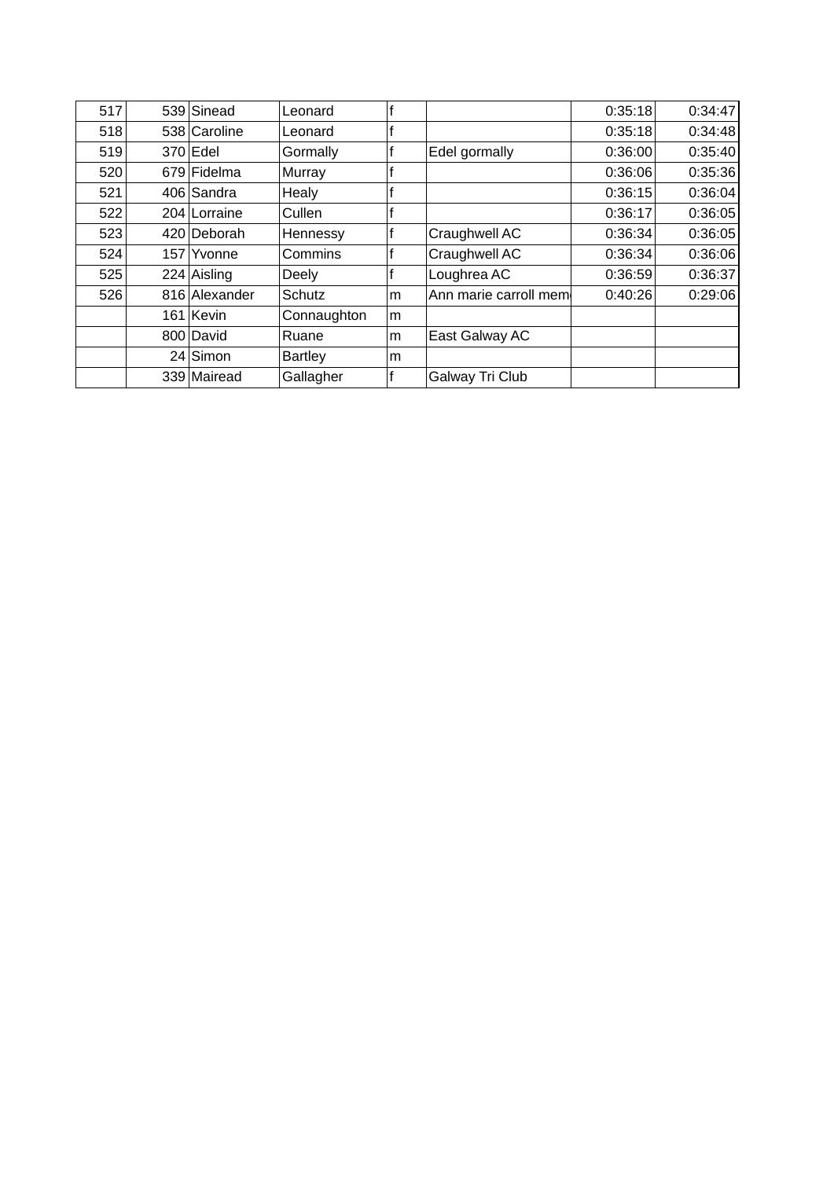| | | | | | | | |
|---|---|---|---|---|---|---|---|
| 517 | 539 | Sinead | Leonard | f | | 0:35:18 | 0:34:47 |
| 518 | 538 | Caroline | Leonard | f | | 0:35:18 | 0:34:48 |
| 519 | 370 | Edel | Gormally | f | Edel gormally | 0:36:00 | 0:35:40 |
| 520 | 679 | Fidelma | Murray | f | | 0:36:06 | 0:35:36 |
| 521 | 406 | Sandra | Healy | f | | 0:36:15 | 0:36:04 |
| 522 | 204 | Lorraine | Cullen | f | | 0:36:17 | 0:36:05 |
| 523 | 420 | Deborah | Hennessy | f | Craughwell AC | 0:36:34 | 0:36:05 |
| 524 | 157 | Yvonne | Commins | f | Craughwell AC | 0:36:34 | 0:36:06 |
| 525 | 224 | Aisling | Deely | f | Loughrea AC | 0:36:59 | 0:36:37 |
| 526 | 816 | Alexander | Schutz | m | Ann marie carroll mem | 0:40:26 | 0:29:06 |
| | 161 | Kevin | Connaughton | m | | | |
| | 800 | David | Ruane | m | East Galway AC | | |
| | 24 | Simon | Bartley | m | | | |
| | 339 | Mairead | Gallagher | f | Galway Tri Club | | |